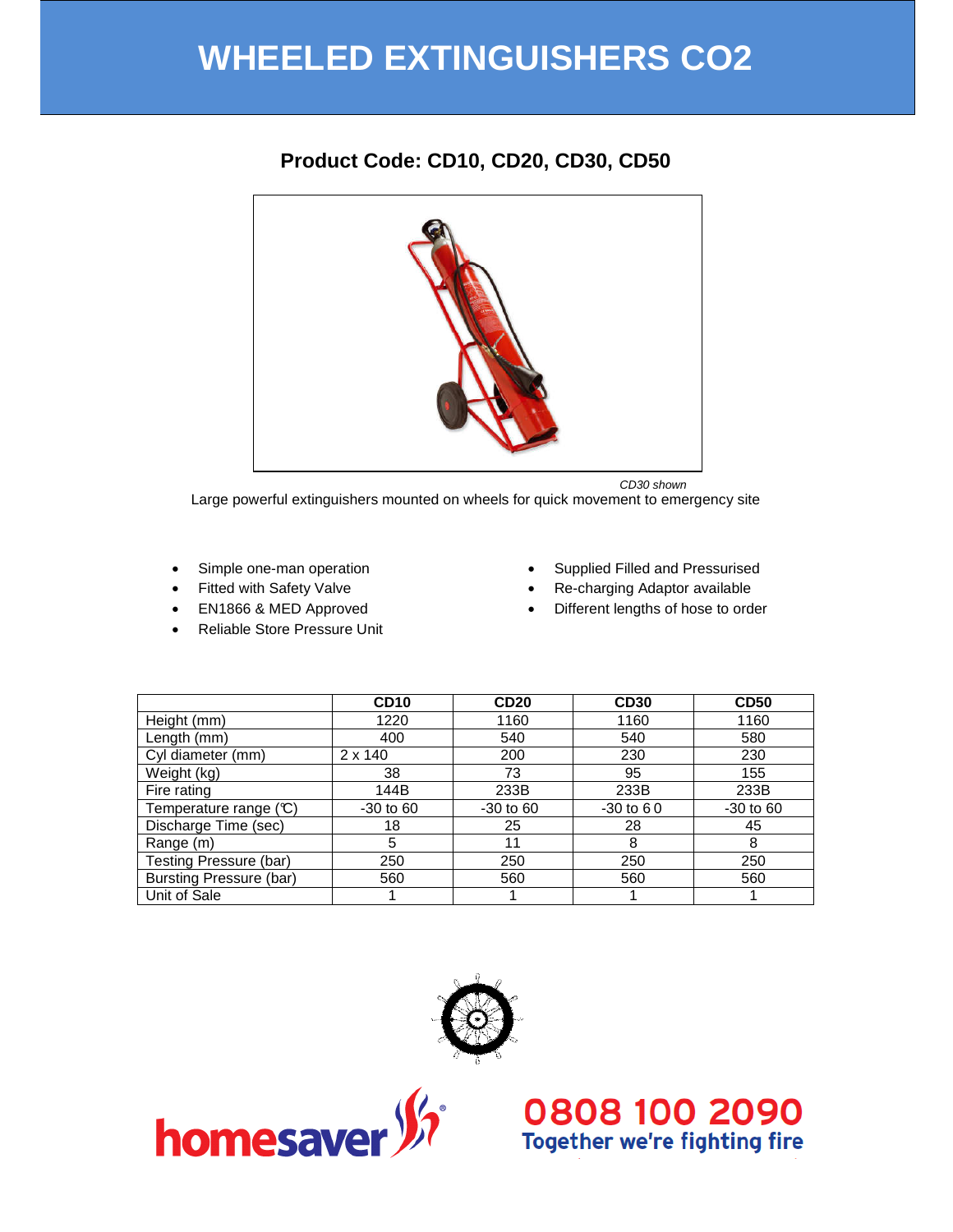# WHEELED EXTINGUISHERS CO2

## Product Code: CD10, CD20, CD30, CD50

*CD30 shown*

Large powerful extinguishers mounted on wheels for quick movement to emergency site

- Simple one-man operation
- Fitted with Safety Valve
- EN1866 & MED Approved
- Reliable Store Pressure Unit
- Supplied Filled and Pressurised
- Re-charging Adaptor available
- Different lengths of hose to order

| | CD10 | CD20 | CD30 | CD50 |
|---|---|---|---|---|
| Height (mm) | 1220 | 1160 | 1160 | 1160 |
| Length (mm) | 400 | 540 | 540 | 580 |
| Cyl diameter (mm) | 2 x 140 | 200 | 230 | 230 |
| Weight (kg) | 38 | 73 | 95 | 155 |
| Fire rating | 144B | 233B | 233B | 233B |
| Temperature range (℃) | -30 to 60 | -30 to 60 | -30 to 6 0 | -30 to 60 |
| Discharge Time (sec) | 18 | 25 | 28 | 45 |
| Range (m) | 5 | 11 | 8 | 8 |
| Testing Pressure (bar) | 250 | 250 | 250 | 250 |
| Bursting Pressure (bar) | 560 | 560 | 560 | 560 |
| Unit of Sale | 1 | 1 | 1 | 1 |

homesaver®

0808 100 2090
Together we're fighting fire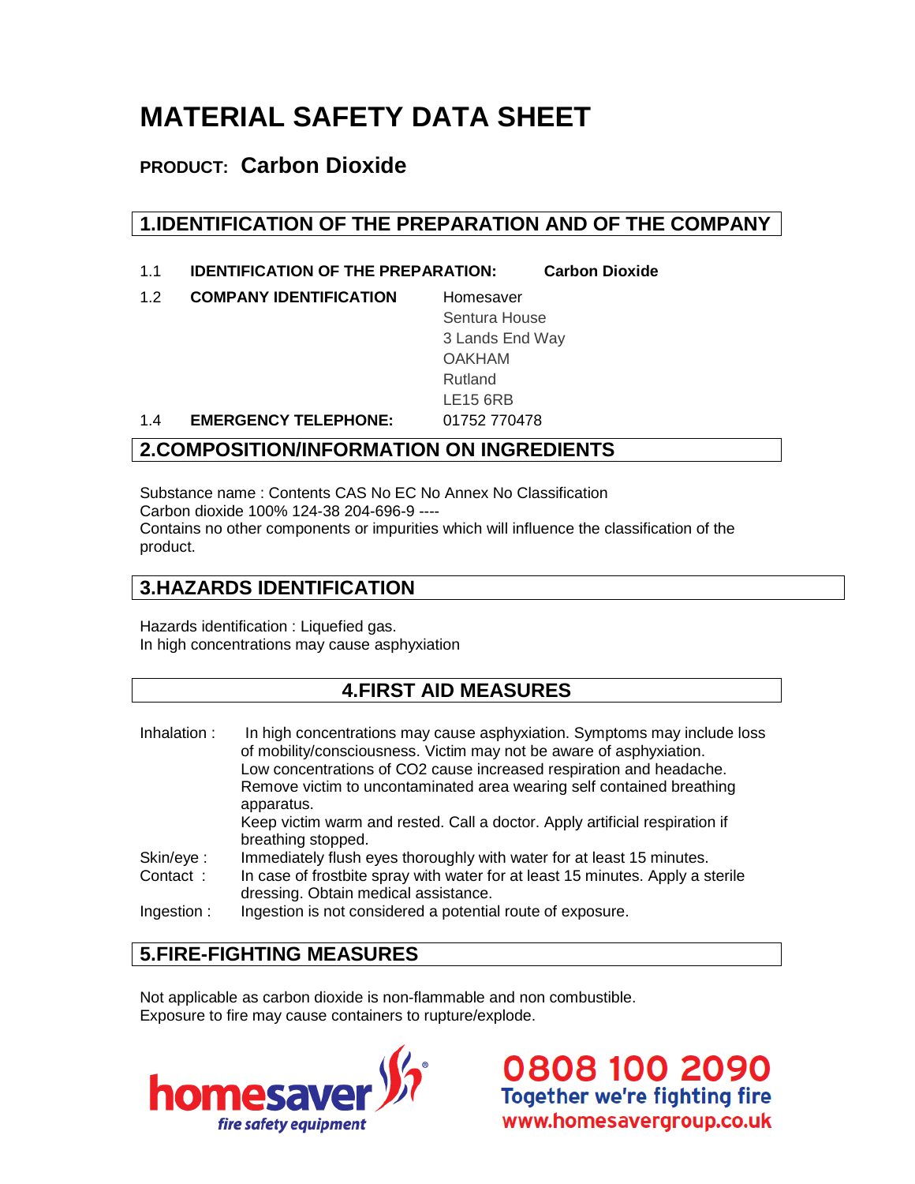# MATERIAL SAFETY DATA SHEET

## PRODUCT: Carbon Dioxide

## 1.IDENTIFICATION OF THE PREPARATION AND OF THE COMPANY

1.1 **IDENTIFICATION OF THE PREPARATION:** **Carbon Dioxide**

1.2 **COMPANY IDENTIFICATION** Homesaver
Sentura House
3 Lands End Way
OAKHAM
Rutland
LE15 6RB

1.4 **EMERGENCY TELEPHONE:** 01752 770478

## 2.COMPOSITION/INFORMATION ON INGREDIENTS

Substance name : Contents CAS No EC No Annex No Classification
Carbon dioxide 100% 124-38 204-696-9 ----
Contains no other components or impurities which will influence the classification of the product.

## 3.HAZARDS IDENTIFICATION

Hazards identification : Liquefied gas.
In high concentrations may cause asphyxiation

## 4.FIRST AID MEASURES

Inhalation : In high concentrations may cause asphyxiation. Symptoms may include loss of mobility/consciousness. Victim may not be aware of asphyxiation. Low concentrations of $CO_2$ cause increased respiration and headache. Remove victim to uncontaminated area wearing self contained breathing apparatus. Keep victim warm and rested. Call a doctor. Apply artificial respiration if breathing stopped.

Skin/eye : Immediately flush eyes thoroughly with water for at least 15 minutes.

Contact : In case of frostbite spray with water for at least 15 minutes. Apply a sterile dressing. Obtain medical assistance.

Ingestion : Ingestion is not considered a potential route of exposure.

## 5.FIRE-FIGHTING MEASURES

Not applicable as carbon dioxide is non-flammable and non combustible.
Exposure to fire may cause containers to rupture/explode.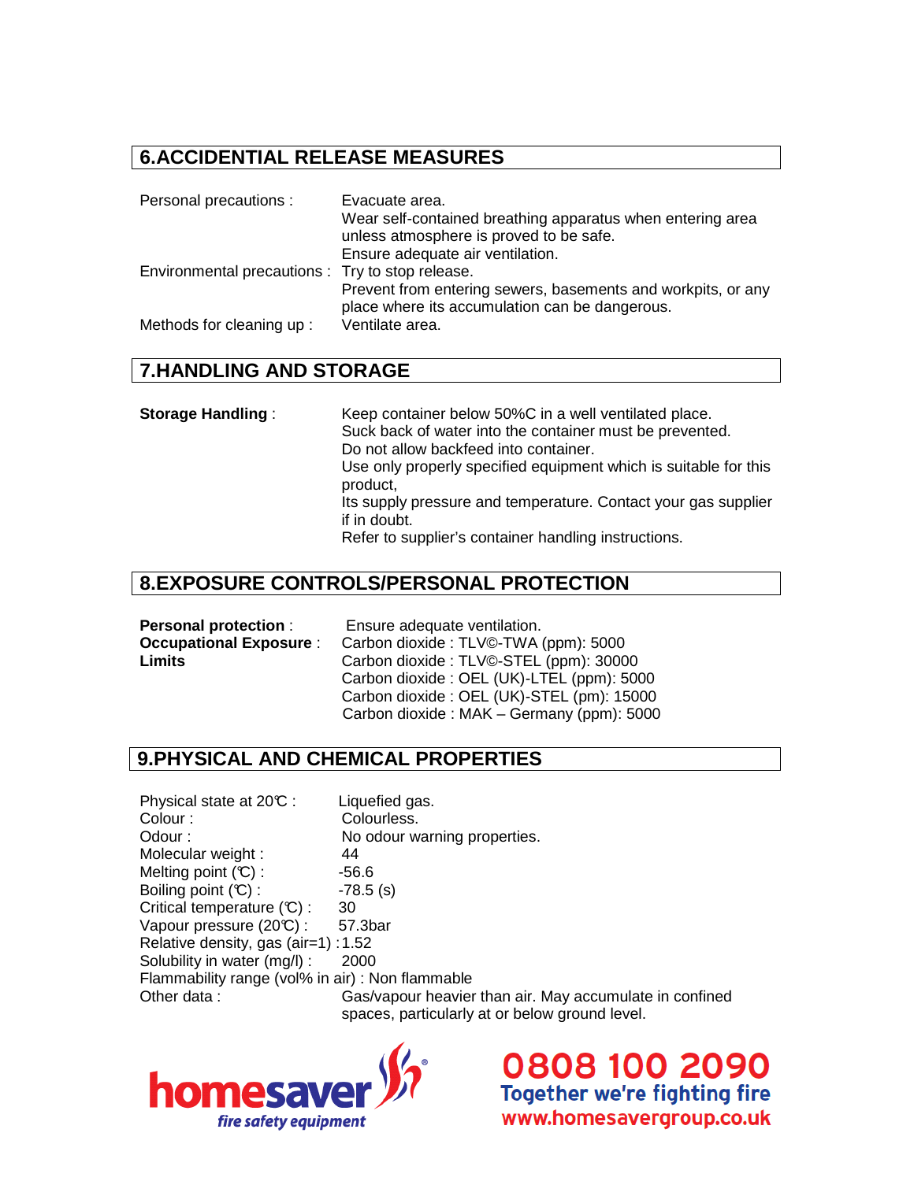## 6.ACCIDENTIAL RELEASE MEASURES

| | |
|---|---|
| Personal precautions : | Evacuate area.<br>Wear self-contained breathing apparatus when entering area unless atmosphere is proved to be safe.<br>Ensure adequate air ventilation. |
| Environmental precautions : | Try to stop release.<br>Prevent from entering sewers, basements and workpits, or any place where its accumulation can be dangerous. |
| Methods for cleaning up : | Ventilate area. |

## 7.HANDLING AND STORAGE

| | |
|---|---|
| **Storage Handling** : | Keep container below 50%C in a well ventilated place.<br>Suck back of water into the container must be prevented.<br>Do not allow backfeed into container.<br>Use only properly specified equipment which is suitable for this product,<br>Its supply pressure and temperature. Contact your gas supplier if in doubt.<br>Refer to supplier's container handling instructions. |

## 8.EXPOSURE CONTROLS/PERSONAL PROTECTION

| | |
|---|---|
| **Personal protection** : | Ensure adequate ventilation. |
| **Occupational Exposure Limits** : | Carbon dioxide : TLV©-TWA (ppm): 5000<br>Carbon dioxide : TLV©-STEL (ppm): 30000<br>Carbon dioxide : OEL (UK)-LTEL (ppm): 5000<br>Carbon dioxide : OEL (UK)-STEL (pm): 15000<br>Carbon dioxide : MAK – Germany (ppm): 5000 |

## 9.PHYSICAL AND CHEMICAL PROPERTIES

| | |
|---|---|
| Physical state at 20℃ : | Liquefied gas. |
| Colour : | Colourless. |
| Odour : | No odour warning properties. |
| Molecular weight : | 44 |
| Melting point (℃) : | -56.6 |
| Boiling point (℃) : | -78.5 (s) |
| Critical temperature (℃) : | 30 |
| Vapour pressure (20℃) : | 57.3bar |
| Relative density, gas (air=1) : | 1.52 |
| Solubility in water (mg/l) : | 2000 |
| Flammability range (vol% in air) : | Non flammable |
| Other data : | Gas/vapour heavier than air. May accumulate in confined spaces, particularly at or below ground level. |

homesaver fire safety equipment

0808 100 2090
Together we're fighting fire
www.homesavergroup.co.uk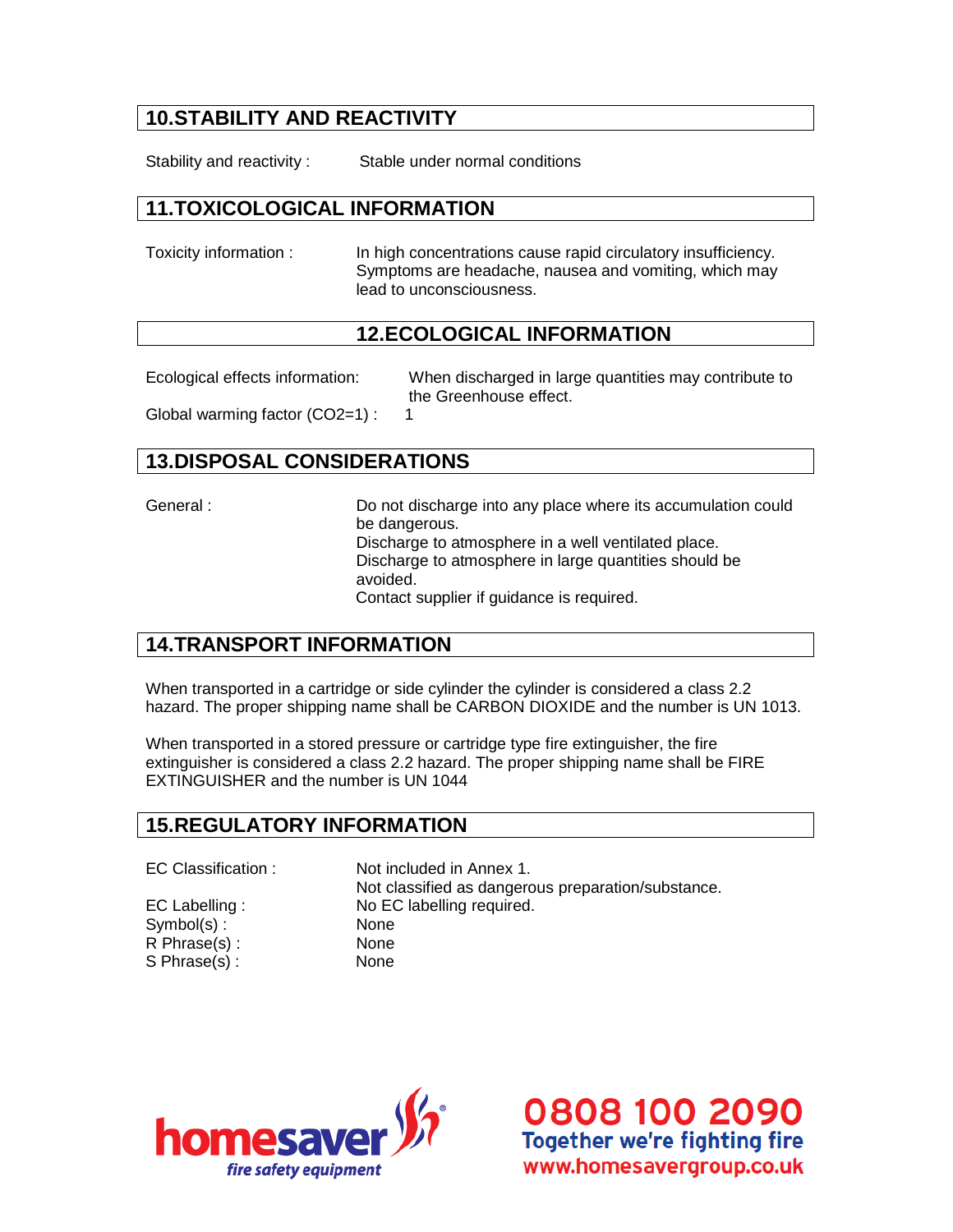## 10.STABILITY AND REACTIVITY

Stability and reactivity : Stable under normal conditions

## 11.TOXICOLOGICAL INFORMATION

Toxicity information : In high concentrations cause rapid circulatory insufficiency. Symptoms are headache, nausea and vomiting, which may lead to unconsciousness.

## 12.ECOLOGICAL INFORMATION

Ecological effects information: When discharged in large quantities may contribute to the Greenhouse effect.

Global warming factor ($CO_2$=1) : 1

## 13.DISPOSAL CONSIDERATIONS

General : Do not discharge into any place where its accumulation could be dangerous.
Discharge to atmosphere in a well ventilated place.
Discharge to atmosphere in large quantities should be avoided.
Contact supplier if guidance is required.

## 14.TRANSPORT INFORMATION

When transported in a cartridge or side cylinder the cylinder is considered a class 2.2 hazard. The proper shipping name shall be CARBON DIOXIDE and the number is UN 1013.

When transported in a stored pressure or cartridge type fire extinguisher, the fire extinguisher is considered a class 2.2 hazard. The proper shipping name shall be FIRE EXTINGUISHER and the number is UN 1044

## 15.REGULATORY INFORMATION

EC Classification : Not included in Annex 1.
Not classified as dangerous preparation/substance.

EC Labelling : No EC labelling required.

Symbol(s) : None

R Phrase(s) : None

S Phrase(s) : None

homesaver fire safety equipment

0808 100 2090
Together we're fighting fire
www.homesavergroup.co.uk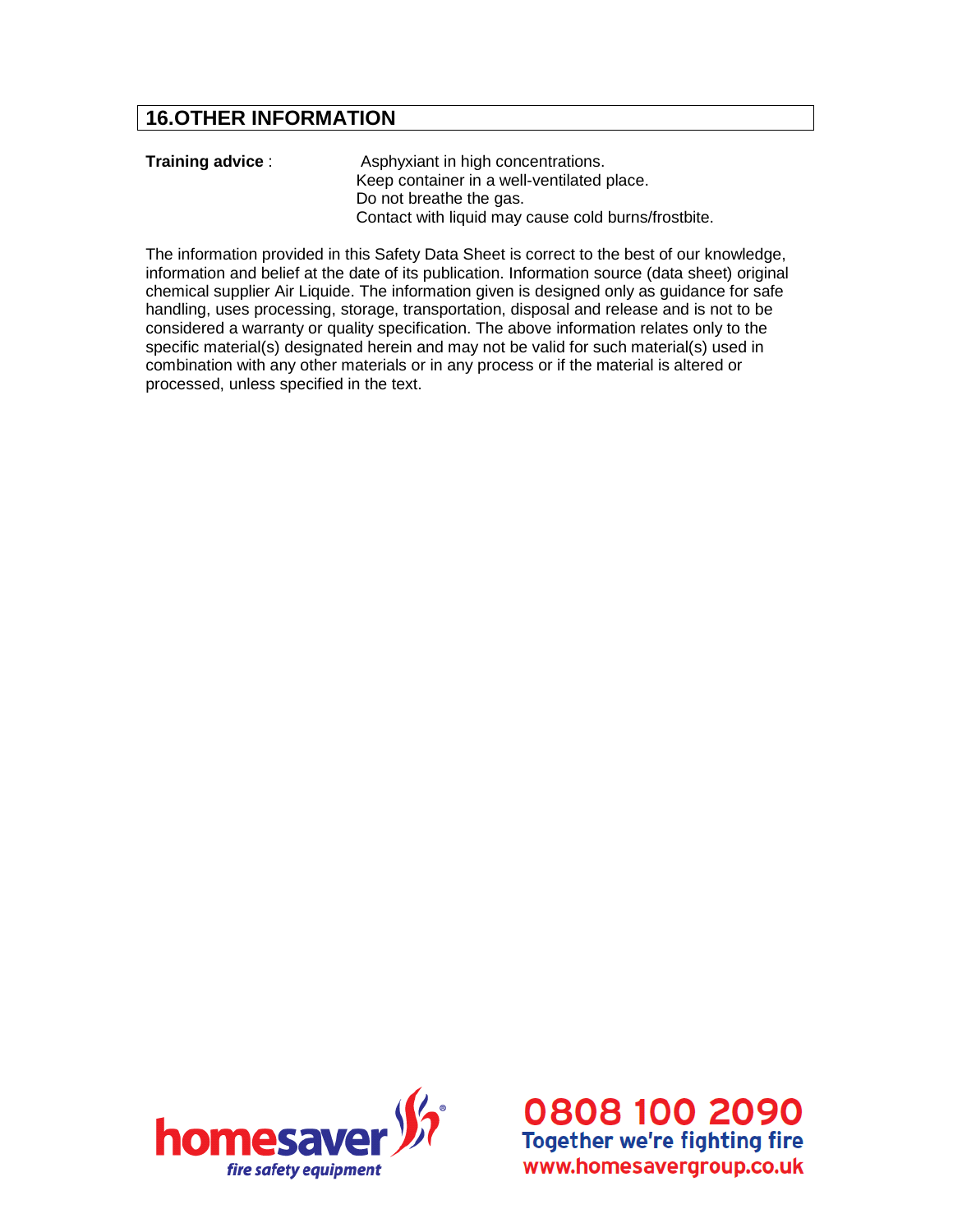## 16.OTHER INFORMATION

**Training advice** : Asphyxiant in high concentrations.
Keep container in a well-ventilated place.
Do not breathe the gas.
Contact with liquid may cause cold burns/frostbite.

The information provided in this Safety Data Sheet is correct to the best of our knowledge, information and belief at the date of its publication. Information source (data sheet) original chemical supplier Air Liquide. The information given is designed only as guidance for safe handling, uses processing, storage, transportation, disposal and release and is not to be considered a warranty or quality specification. The above information relates only to the specific material(s) designated herein and may not be valid for such material(s) used in combination with any other materials or in any process or if the material is altered or processed, unless specified in the text.